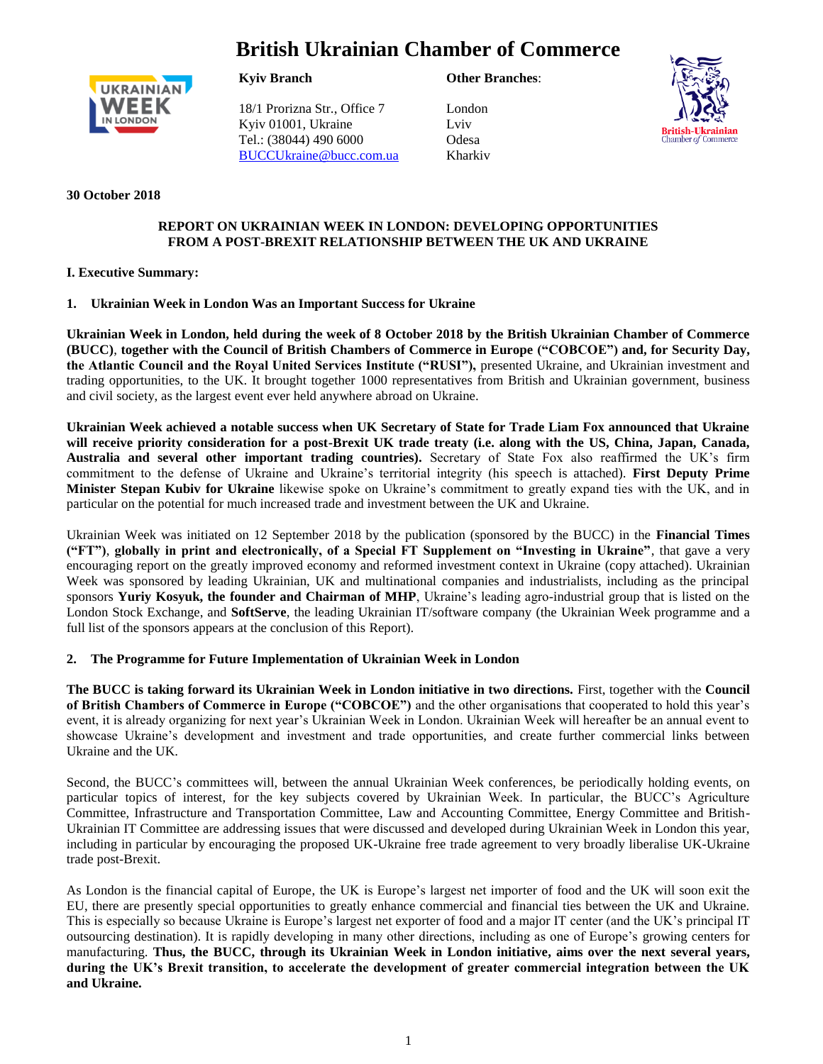# British Ukrainian Chamber of Commerce

**Kyiv Branch**

18/1 Prorizna Str., Office 7
Kyiv 01001, Ukraine
Tel.: (38044) 490 6000
BUCCUkraine@bucc.com.ua

**Other Branches**:

London
Lviv
Odesa
Kharkiv

**30 October 2018**

**REPORT ON UKRAINIAN WEEK IN LONDON: DEVELOPING OPPORTUNITIES FROM A POST-BREXIT RELATIONSHIP BETWEEN THE UK AND UKRAINE**

## I. Executive Summary:

### 1. Ukrainian Week in London Was an Important Success for Ukraine

**Ukrainian Week in London, held during the week of 8 October 2018 by the British Ukrainian Chamber of Commerce (BUCC)**, **together with the Council of British Chambers of Commerce in Europe ("COBCOE") and, for Security Day, the Atlantic Council and the Royal United Services Institute ("RUSI"),** presented Ukraine, and Ukrainian investment and trading opportunities, to the UK. It brought together 1000 representatives from British and Ukrainian government, business and civil society, as the largest event ever held anywhere abroad on Ukraine.

**Ukrainian Week achieved a notable success when UK Secretary of State for Trade Liam Fox announced that Ukraine will receive priority consideration for a post-Brexit UK trade treaty (i.e. along with the US, China, Japan, Canada, Australia and several other important trading countries).** Secretary of State Fox also reaffirmed the UK's firm commitment to the defense of Ukraine and Ukraine's territorial integrity (his speech is attached). **First Deputy Prime Minister Stepan Kubiv for Ukraine** likewise spoke on Ukraine's commitment to greatly expand ties with the UK, and in particular on the potential for much increased trade and investment between the UK and Ukraine.

Ukrainian Week was initiated on 12 September 2018 by the publication (sponsored by the BUCC) in the **Financial Times ("FT")**, **globally in print and electronically, of a Special FT Supplement on "Investing in Ukraine"**, that gave a very encouraging report on the greatly improved economy and reformed investment context in Ukraine (copy attached). Ukrainian Week was sponsored by leading Ukrainian, UK and multinational companies and industrialists, including as the principal sponsors **Yuriy Kosyuk, the founder and Chairman of MHP**, Ukraine's leading agro-industrial group that is listed on the London Stock Exchange, and **SoftServe**, the leading Ukrainian IT/software company (the Ukrainian Week programme and a full list of the sponsors appears at the conclusion of this Report).

### 2. The Programme for Future Implementation of Ukrainian Week in London

**The BUCC is taking forward its Ukrainian Week in London initiative in two directions.** First, together with the **Council of British Chambers of Commerce in Europe ("COBCOE")** and the other organisations that cooperated to hold this year's event, it is already organizing for next year's Ukrainian Week in London. Ukrainian Week will hereafter be an annual event to showcase Ukraine's development and investment and trade opportunities, and create further commercial links between Ukraine and the UK.

Second, the BUCC's committees will, between the annual Ukrainian Week conferences, be periodically holding events, on particular topics of interest, for the key subjects covered by Ukrainian Week. In particular, the BUCC's Agriculture Committee, Infrastructure and Transportation Committee, Law and Accounting Committee, Energy Committee and British-Ukrainian IT Committee are addressing issues that were discussed and developed during Ukrainian Week in London this year, including in particular by encouraging the proposed UK-Ukraine free trade agreement to very broadly liberalise UK-Ukraine trade post-Brexit.

As London is the financial capital of Europe, the UK is Europe's largest net importer of food and the UK will soon exit the EU, there are presently special opportunities to greatly enhance commercial and financial ties between the UK and Ukraine. This is especially so because Ukraine is Europe's largest net exporter of food and a major IT center (and the UK's principal IT outsourcing destination). It is rapidly developing in many other directions, including as one of Europe's growing centers for manufacturing. **Thus, the BUCC, through its Ukrainian Week in London initiative, aims over the next several years, during the UK's Brexit transition, to accelerate the development of greater commercial integration between the UK and Ukraine.**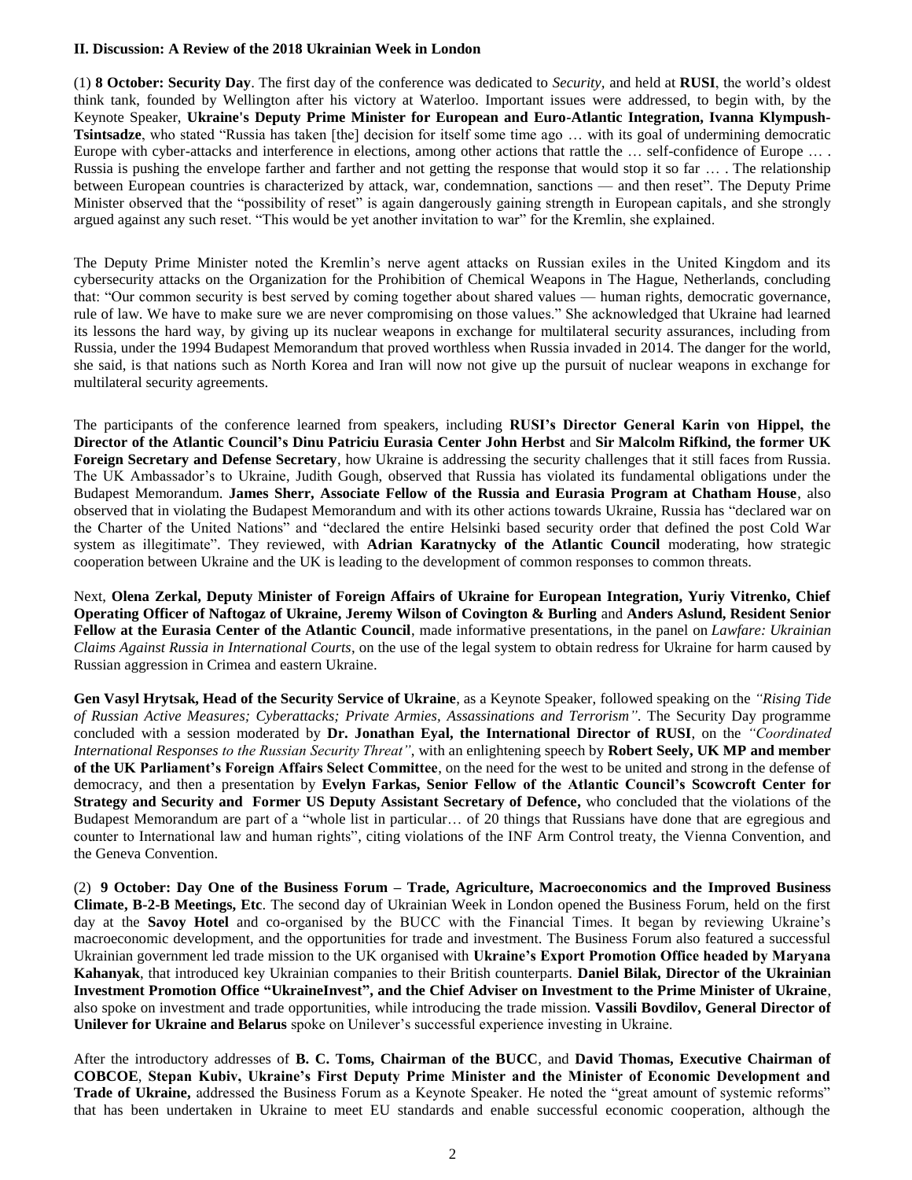**II. Discussion: A Review of the 2018 Ukrainian Week in London**

(1) **8 October: Security Day**. The first day of the conference was dedicated to *Security*, and held at **RUSI**, the world's oldest think tank, founded by Wellington after his victory at Waterloo. Important issues were addressed, to begin with, by the Keynote Speaker, **Ukraine's Deputy Prime Minister for European and Euro-Atlantic Integration, Ivanna Klympush-Tsintsadze**, who stated "Russia has taken [the] decision for itself some time ago … with its goal of undermining democratic Europe with cyber-attacks and interference in elections, among other actions that rattle the … self-confidence of Europe … . Russia is pushing the envelope farther and farther and not getting the response that would stop it so far … . The relationship between European countries is characterized by attack, war, condemnation, sanctions — and then reset". The Deputy Prime Minister observed that the "possibility of reset" is again dangerously gaining strength in European capitals, and she strongly argued against any such reset. "This would be yet another invitation to war" for the Kremlin, she explained.

The Deputy Prime Minister noted the Kremlin's nerve agent attacks on Russian exiles in the United Kingdom and its cybersecurity attacks on the Organization for the Prohibition of Chemical Weapons in The Hague, Netherlands, concluding that: "Our common security is best served by coming together about shared values — human rights, democratic governance, rule of law. We have to make sure we are never compromising on those values." She acknowledged that Ukraine had learned its lessons the hard way, by giving up its nuclear weapons in exchange for multilateral security assurances, including from Russia, under the 1994 Budapest Memorandum that proved worthless when Russia invaded in 2014. The danger for the world, she said, is that nations such as North Korea and Iran will now not give up the pursuit of nuclear weapons in exchange for multilateral security agreements.

The participants of the conference learned from speakers, including **RUSI's Director General Karin von Hippel, the Director of the Atlantic Council's Dinu Patriciu Eurasia Center John Herbst** and **Sir Malcolm Rifkind, the former UK Foreign Secretary and Defense Secretary**, how Ukraine is addressing the security challenges that it still faces from Russia. The UK Ambassador's to Ukraine, Judith Gough, observed that Russia has violated its fundamental obligations under the Budapest Memorandum. **James Sherr, Associate Fellow of the Russia and Eurasia Program at Chatham House**, also observed that in violating the Budapest Memorandum and with its other actions towards Ukraine, Russia has "declared war on the Charter of the United Nations" and "declared the entire Helsinki based security order that defined the post Cold War system as illegitimate". They reviewed, with **Adrian Karatnycky of the Atlantic Council** moderating, how strategic cooperation between Ukraine and the UK is leading to the development of common responses to common threats.

Next, **Olena Zerkal, Deputy Minister of Foreign Affairs of Ukraine for European Integration, Yuriy Vitrenko, Chief Operating Officer of Naftogaz of Ukraine, Jeremy Wilson of Covington & Burling** and **Anders Aslund, Resident Senior Fellow at the Eurasia Center of the Atlantic Council**, made informative presentations, in the panel on *Lawfare: Ukrainian Claims Against Russia in International Courts*, on the use of the legal system to obtain redress for Ukraine for harm caused by Russian aggression in Crimea and eastern Ukraine.

**Gen Vasyl Hrytsak, Head of the Security Service of Ukraine**, as a Keynote Speaker, followed speaking on the *"Rising Tide of Russian Active Measures; Cyberattacks; Private Armies, Assassinations and Terrorism"*. The Security Day programme concluded with a session moderated by **Dr. Jonathan Eyal, the International Director of RUSI**, on the *"Coordinated International Responses to the Russian Security Threat"*, with an enlightening speech by **Robert Seely, UK MP and member of the UK Parliament's Foreign Affairs Select Committee**, on the need for the west to be united and strong in the defense of democracy, and then a presentation by **Evelyn Farkas, Senior Fellow of the Atlantic Council's Scowcroft Center for Strategy and Security and Former US Deputy Assistant Secretary of Defence,** who concluded that the violations of the Budapest Memorandum are part of a "whole list in particular… of 20 things that Russians have done that are egregious and counter to International law and human rights", citing violations of the INF Arm Control treaty, the Vienna Convention, and the Geneva Convention.

(2) **9 October: Day One of the Business Forum – Trade, Agriculture, Macroeconomics and the Improved Business Climate, B-2-B Meetings, Etc**. The second day of Ukrainian Week in London opened the Business Forum, held on the first day at the **Savoy Hotel** and co-organised by the BUCC with the Financial Times. It began by reviewing Ukraine's macroeconomic development, and the opportunities for trade and investment. The Business Forum also featured a successful Ukrainian government led trade mission to the UK organised with **Ukraine's Export Promotion Office headed by Maryana Kahanyak**, that introduced key Ukrainian companies to their British counterparts. **Daniel Bilak, Director of the Ukrainian Investment Promotion Office "UkraineInvest", and the Chief Adviser on Investment to the Prime Minister of Ukraine**, also spoke on investment and trade opportunities, while introducing the trade mission. **Vassili Bovdilov, General Director of Unilever for Ukraine and Belarus** spoke on Unilever's successful experience investing in Ukraine.

After the introductory addresses of **B. C. Toms, Chairman of the BUCC**, and **David Thomas, Executive Chairman of COBCOE**, **Stepan Kubiv, Ukraine's First Deputy Prime Minister and the Minister of Economic Development and Trade of Ukraine,** addressed the Business Forum as a Keynote Speaker. He noted the "great amount of systemic reforms" that has been undertaken in Ukraine to meet EU standards and enable successful economic cooperation, although the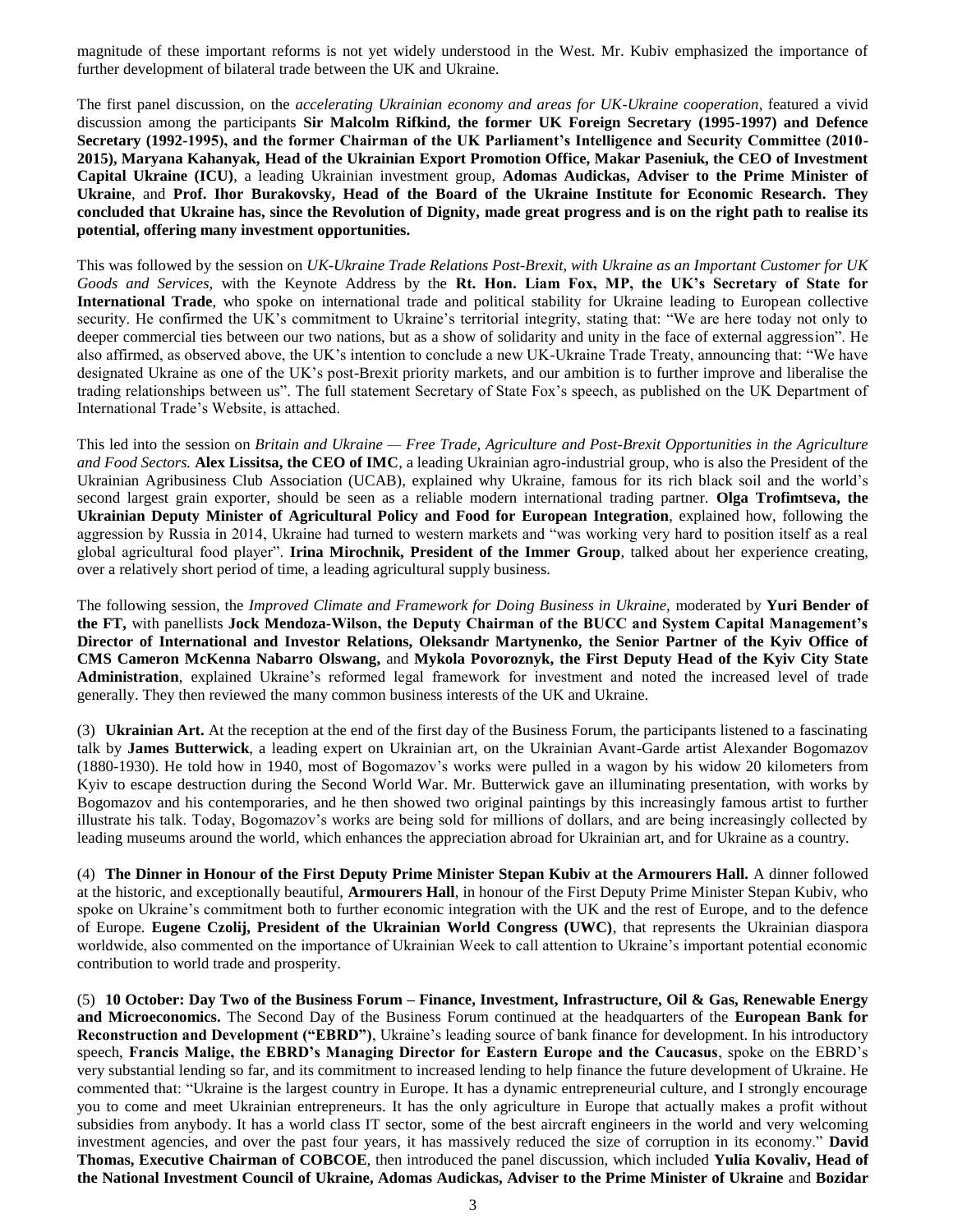magnitude of these important reforms is not yet widely understood in the West. Mr. Kubiv emphasized the importance of further development of bilateral trade between the UK and Ukraine.

The first panel discussion, on the *accelerating Ukrainian economy and areas for UK-Ukraine cooperation*, featured a vivid discussion among the participants **Sir Malcolm Rifkind, the former UK Foreign Secretary (1995-1997) and Defence Secretary (1992-1995), and the former Chairman of the UK Parliament's Intelligence and Security Committee (2010-2015), Maryana Kahanyak, Head of the Ukrainian Export Promotion Office, Makar Paseniuk, the CEO of Investment Capital Ukraine (ICU)**, a leading Ukrainian investment group, **Adomas Audickas, Adviser to the Prime Minister of Ukraine**, and **Prof. Ihor Burakovsky, Head of the Board of the Ukraine Institute for Economic Research. They concluded that Ukraine has, since the Revolution of Dignity, made great progress and is on the right path to realise its potential, offering many investment opportunities.**

This was followed by the session on *UK-Ukraine Trade Relations Post-Brexit, with Ukraine as an Important Customer for UK Goods and Services*, with the Keynote Address by the **Rt. Hon. Liam Fox, MP, the UK's Secretary of State for International Trade**, who spoke on international trade and political stability for Ukraine leading to European collective security. He confirmed the UK's commitment to Ukraine's territorial integrity, stating that: "We are here today not only to deeper commercial ties between our two nations, but as a show of solidarity and unity in the face of external aggression". He also affirmed, as observed above, the UK's intention to conclude a new UK-Ukraine Trade Treaty, announcing that: "We have designated Ukraine as one of the UK's post-Brexit priority markets, and our ambition is to further improve and liberalise the trading relationships between us". The full statement Secretary of State Fox's speech, as published on the UK Department of International Trade's Website, is attached.

This led into the session on *Britain and Ukraine — Free Trade, Agriculture and Post-Brexit Opportunities in the Agriculture and Food Sectors.* **Alex Lissitsa, the CEO of IMC**, a leading Ukrainian agro-industrial group, who is also the President of the Ukrainian Agribusiness Club Association (UCAB), explained why Ukraine, famous for its rich black soil and the world's second largest grain exporter, should be seen as a reliable modern international trading partner. **Olga Trofimtseva, the Ukrainian Deputy Minister of Agricultural Policy and Food for European Integration**, explained how, following the aggression by Russia in 2014, Ukraine had turned to western markets and "was working very hard to position itself as a real global agricultural food player". **Irina Mirochnik, President of the Immer Group**, talked about her experience creating, over a relatively short period of time, a leading agricultural supply business.

The following session, the *Improved Climate and Framework for Doing Business in Ukraine*, moderated by **Yuri Bender of the FT,** with panellists **Jock Mendoza-Wilson, the Deputy Chairman of the BUCC and System Capital Management's Director of International and Investor Relations, Oleksandr Martynenko, the Senior Partner of the Kyiv Office of CMS Cameron McKenna Nabarro Olswang,** and **Mykola Povoroznyk, the First Deputy Head of the Kyiv City State Administration**, explained Ukraine's reformed legal framework for investment and noted the increased level of trade generally. They then reviewed the many common business interests of the UK and Ukraine.

(3) **Ukrainian Art.** At the reception at the end of the first day of the Business Forum, the participants listened to a fascinating talk by **James Butterwick**, a leading expert on Ukrainian art, on the Ukrainian Avant-Garde artist Alexander Bogomazov (1880-1930). He told how in 1940, most of Bogomazov's works were pulled in a wagon by his widow 20 kilometers from Kyiv to escape destruction during the Second World War. Mr. Butterwick gave an illuminating presentation, with works by Bogomazov and his contemporaries, and he then showed two original paintings by this increasingly famous artist to further illustrate his talk. Today, Bogomazov's works are being sold for millions of dollars, and are being increasingly collected by leading museums around the world, which enhances the appreciation abroad for Ukrainian art, and for Ukraine as a country.

(4) **The Dinner in Honour of the First Deputy Prime Minister Stepan Kubiv at the Armourers Hall.** A dinner followed at the historic, and exceptionally beautiful, **Armourers Hall**, in honour of the First Deputy Prime Minister Stepan Kubiv, who spoke on Ukraine's commitment both to further economic integration with the UK and the rest of Europe, and to the defence of Europe. **Eugene Czolij, President of the Ukrainian World Congress (UWC)**, that represents the Ukrainian diaspora worldwide, also commented on the importance of Ukrainian Week to call attention to Ukraine's important potential economic contribution to world trade and prosperity.

(5) **10 October: Day Two of the Business Forum – Finance, Investment, Infrastructure, Oil & Gas, Renewable Energy and Microeconomics.** The Second Day of the Business Forum continued at the headquarters of the **European Bank for Reconstruction and Development ("EBRD")**, Ukraine's leading source of bank finance for development. In his introductory speech, **Francis Malige, the EBRD's Managing Director for Eastern Europe and the Caucasus**, spoke on the EBRD's very substantial lending so far, and its commitment to increased lending to help finance the future development of Ukraine. He commented that: "Ukraine is the largest country in Europe. It has a dynamic entrepreneurial culture, and I strongly encourage you to come and meet Ukrainian entrepreneurs. It has the only agriculture in Europe that actually makes a profit without subsidies from anybody. It has a world class IT sector, some of the best aircraft engineers in the world and very welcoming investment agencies, and over the past four years, it has massively reduced the size of corruption in its economy." **David Thomas, Executive Chairman of COBCOE**, then introduced the panel discussion, which included **Yulia Kovaliv, Head of the National Investment Council of Ukraine, Adomas Audickas, Adviser to the Prime Minister of Ukraine** and **Bozidar**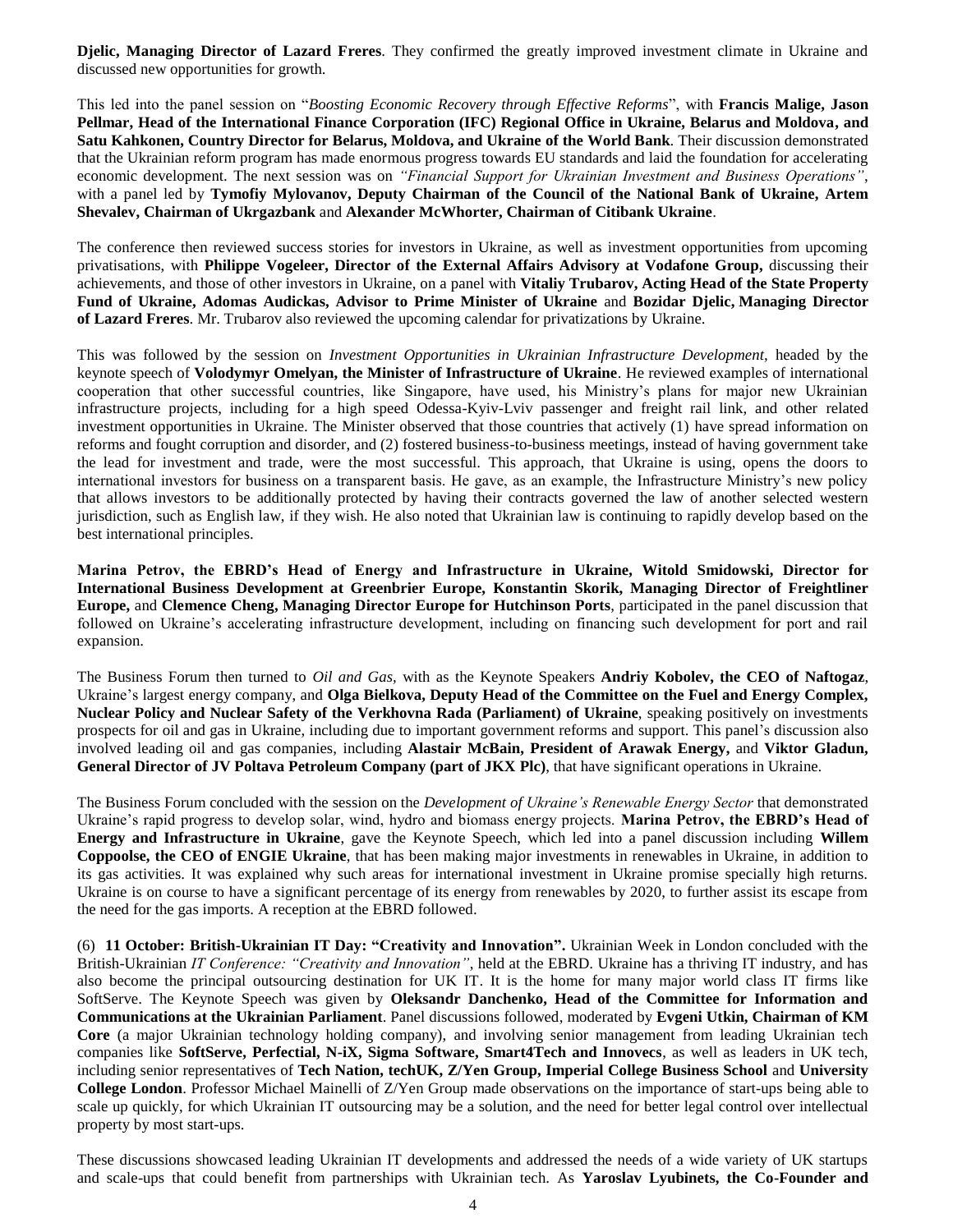**Djelic, Managing Director of Lazard Freres**. They confirmed the greatly improved investment climate in Ukraine and discussed new opportunities for growth.

This led into the panel session on "*Boosting Economic Recovery through Effective Reforms*", with **Francis Malige, Jason Pellmar, Head of the International Finance Corporation (IFC) Regional Office in Ukraine, Belarus and Moldova, and Satu Kahkonen, Country Director for Belarus, Moldova, and Ukraine of the World Bank**. Their discussion demonstrated that the Ukrainian reform program has made enormous progress towards EU standards and laid the foundation for accelerating economic development. The next session was on *"Financial Support for Ukrainian Investment and Business Operations"*, with a panel led by **Tymofiy Mylovanov, Deputy Chairman of the Council of the National Bank of Ukraine, Artem Shevalev, Chairman of Ukrgazbank** and **Alexander McWhorter, Chairman of Citibank Ukraine**.

The conference then reviewed success stories for investors in Ukraine, as well as investment opportunities from upcoming privatisations, with **Philippe Vogeleer, Director of the External Affairs Advisory at Vodafone Group,** discussing their achievements, and those of other investors in Ukraine, on a panel with **Vitaliy Trubarov, Acting Head of the State Property Fund of Ukraine, Adomas Audickas, Advisor to Prime Minister of Ukraine** and **Bozidar Djelic, Managing Director of Lazard Freres**. Mr. Trubarov also reviewed the upcoming calendar for privatizations by Ukraine.

This was followed by the session on *Investment Opportunities in Ukrainian Infrastructure Development*, headed by the keynote speech of **Volodymyr Omelyan, the Minister of Infrastructure of Ukraine**. He reviewed examples of international cooperation that other successful countries, like Singapore, have used, his Ministry's plans for major new Ukrainian infrastructure projects, including for a high speed Odessa-Kyiv-Lviv passenger and freight rail link, and other related investment opportunities in Ukraine. The Minister observed that those countries that actively (1) have spread information on reforms and fought corruption and disorder, and (2) fostered business-to-business meetings, instead of having government take the lead for investment and trade, were the most successful. This approach, that Ukraine is using, opens the doors to international investors for business on a transparent basis. He gave, as an example, the Infrastructure Ministry's new policy that allows investors to be additionally protected by having their contracts governed the law of another selected western jurisdiction, such as English law, if they wish. He also noted that Ukrainian law is continuing to rapidly develop based on the best international principles.

**Marina Petrov, the EBRD's Head of Energy and Infrastructure in Ukraine, Witold Smidowski, Director for International Business Development at Greenbrier Europe, Konstantin Skorik, Managing Director of Freightliner Europe,** and **Clemence Cheng, Managing Director Europe for Hutchinson Ports**, participated in the panel discussion that followed on Ukraine's accelerating infrastructure development, including on financing such development for port and rail expansion.

The Business Forum then turned to *Oil and Gas,* with as the Keynote Speakers **Andriy Kobolev, the CEO of Naftogaz**, Ukraine's largest energy company, and **Olga Bielkova, Deputy Head of the Committee on the Fuel and Energy Complex, Nuclear Policy and Nuclear Safety of the Verkhovna Rada (Parliament) of Ukraine**, speaking positively on investments prospects for oil and gas in Ukraine, including due to important government reforms and support. This panel's discussion also involved leading oil and gas companies, including **Alastair McBain, President of Arawak Energy,** and **Viktor Gladun, General Director of JV Poltava Petroleum Company (part of JKX Plc)**, that have significant operations in Ukraine.

The Business Forum concluded with the session on the *Development of Ukraine's Renewable Energy Sector* that demonstrated Ukraine's rapid progress to develop solar, wind, hydro and biomass energy projects. **Marina Petrov, the EBRD's Head of Energy and Infrastructure in Ukraine**, gave the Keynote Speech, which led into a panel discussion including **Willem Coppoolse, the CEO of ENGIE Ukraine**, that has been making major investments in renewables in Ukraine, in addition to its gas activities. It was explained why such areas for international investment in Ukraine promise specially high returns. Ukraine is on course to have a significant percentage of its energy from renewables by 2020, to further assist its escape from the need for the gas imports. A reception at the EBRD followed.

(6) **11 October: British-Ukrainian IT Day: "Creativity and Innovation".** Ukrainian Week in London concluded with the British-Ukrainian *IT Conference: "Creativity and Innovation"*, held at the EBRD. Ukraine has a thriving IT industry, and has also become the principal outsourcing destination for UK IT. It is the home for many major world class IT firms like SoftServe. The Keynote Speech was given by **Oleksandr Danchenko, Head of the Committee for Information and Communications at the Ukrainian Parliament**. Panel discussions followed, moderated by **Evgeni Utkin, Chairman of KM Core** (a major Ukrainian technology holding company), and involving senior management from leading Ukrainian tech companies like **SoftServe, Perfectial, N-iX, Sigma Software, Smart4Tech and Innovecs**, as well as leaders in UK tech, including senior representatives of **Tech Nation, techUK, Z/Yen Group, Imperial College Business School** and **University College London**. Professor Michael Mainelli of Z/Yen Group made observations on the importance of start-ups being able to scale up quickly, for which Ukrainian IT outsourcing may be a solution, and the need for better legal control over intellectual property by most start-ups.

These discussions showcased leading Ukrainian IT developments and addressed the needs of a wide variety of UK startups and scale-ups that could benefit from partnerships with Ukrainian tech. As **Yaroslav Lyubinets, the Co-Founder and**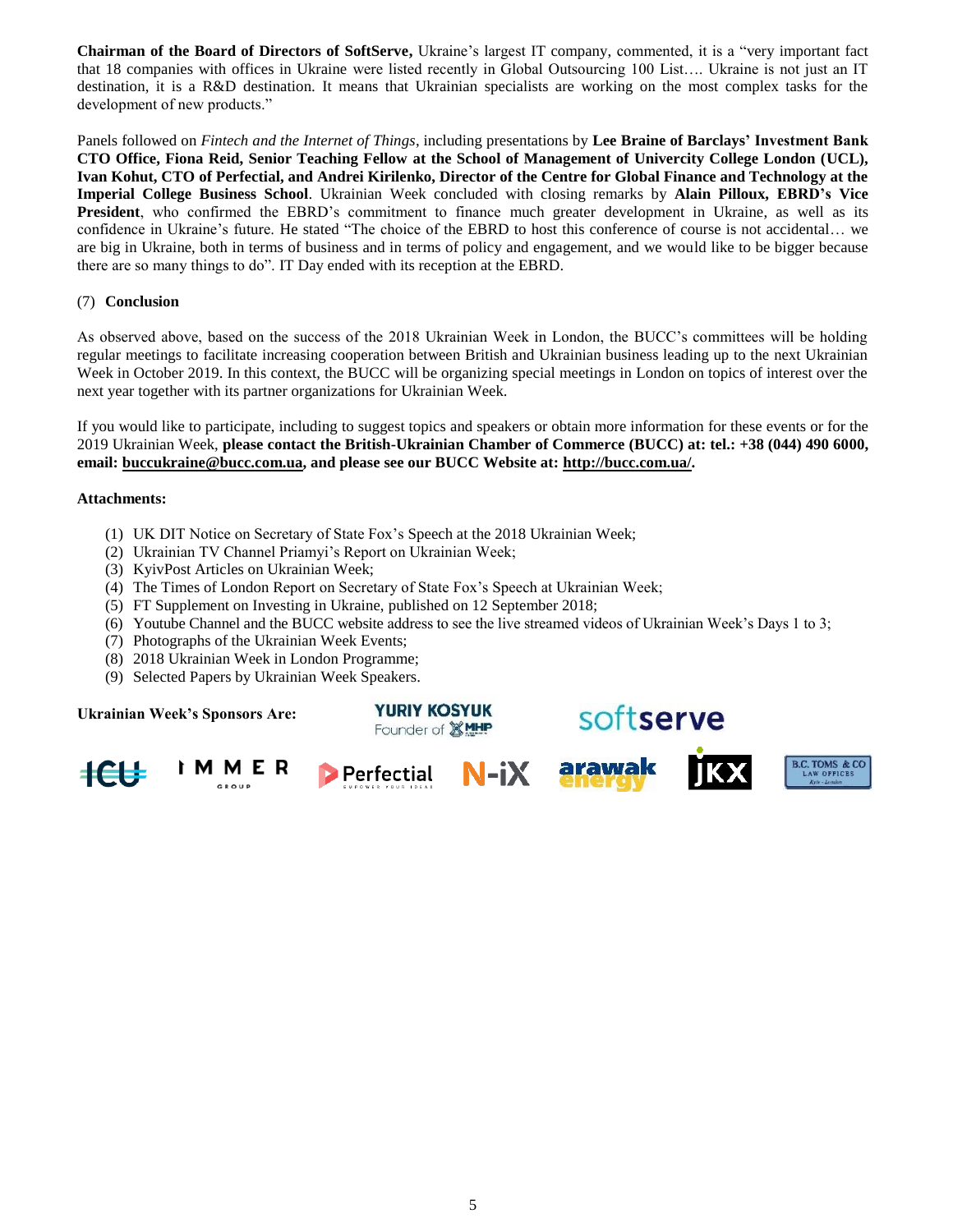**Chairman of the Board of Directors of SoftServe,** Ukraine's largest IT company, commented, it is a "very important fact that 18 companies with offices in Ukraine were listed recently in Global Outsourcing 100 List…. Ukraine is not just an IT destination, it is a R&D destination. It means that Ukrainian specialists are working on the most complex tasks for the development of new products."

Panels followed on *Fintech and the Internet of Things*, including presentations by **Lee Braine of Barclays' Investment Bank CTO Office, Fiona Reid, Senior Teaching Fellow at the School of Management of Univercity College London (UCL), Ivan Kohut, CTO of Perfectial, and Andrei Kirilenko, Director of the Centre for Global Finance and Technology at the Imperial College Business School**. Ukrainian Week concluded with closing remarks by **Alain Pilloux, EBRD's Vice President**, who confirmed the EBRD's commitment to finance much greater development in Ukraine, as well as its confidence in Ukraine's future. He stated "The choice of the EBRD to host this conference of course is not accidental… we are big in Ukraine, both in terms of business and in terms of policy and engagement, and we would like to be bigger because there are so many things to do". IT Day ended with its reception at the EBRD.

(7) **Conclusion**

As observed above, based on the success of the 2018 Ukrainian Week in London, the BUCC's committees will be holding regular meetings to facilitate increasing cooperation between British and Ukrainian business leading up to the next Ukrainian Week in October 2019. In this context, the BUCC will be organizing special meetings in London on topics of interest over the next year together with its partner organizations for Ukrainian Week.

If you would like to participate, including to suggest topics and speakers or obtain more information for these events or for the 2019 Ukrainian Week, **please contact the British-Ukrainian Chamber of Commerce (BUCC) at: tel.: +38 (044) 490 6000, email: buccukraine@bucc.com.ua, and please see our BUCC Website at: http://bucc.com.ua/.**

**Attachments:**

1. UK DIT Notice on Secretary of State Fox's Speech at the 2018 Ukrainian Week;
2. Ukrainian TV Channel Priamyi's Report on Ukrainian Week;
3. KyivPost Articles on Ukrainian Week;
4. The Times of London Report on Secretary of State Fox's Speech at Ukrainian Week;
5. FT Supplement on Investing in Ukraine, published on 12 September 2018;
6. Youtube Channel and the BUCC website address to see the live streamed videos of Ukrainian Week's Days 1 to 3;
7. Photographs of the Ukrainian Week Events;
8. 2018 Ukrainian Week in London Programme;
9. Selected Papers by Ukrainian Week Speakers.

**Ukrainian Week's Sponsors Are:**

YURIY KOSYUK Founder of MHP

softserve

ICU

IMMER GROUP

Perfectial

N-iX

arawak energy

JKX

B.C. TOMS & CO LAW OFFICES Kyiv - London